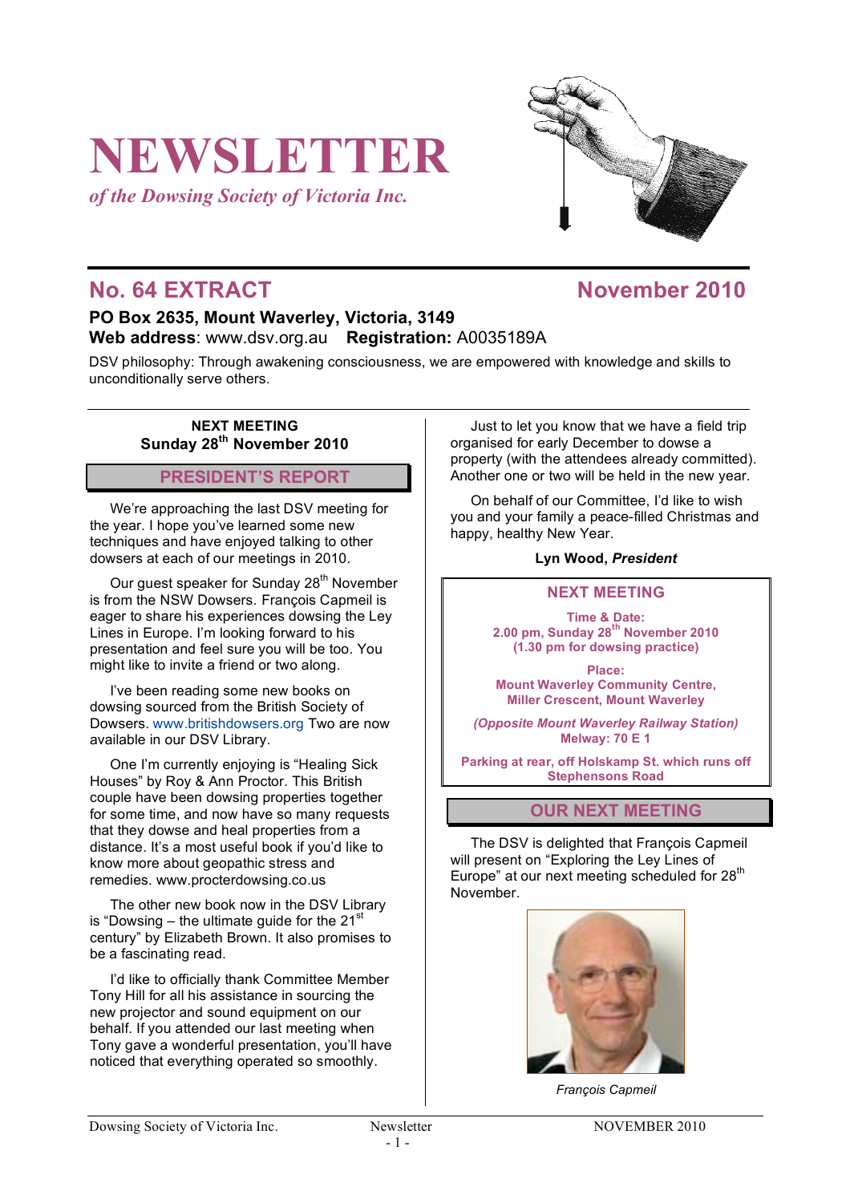# NEWSLETTER

*of the Dowsing Society of Victoria Inc.*

## No. 64 EXTRACT — November 2010

**PO Box 2635, Mount Waverley, Victoria, 3149**
**Web address**: www.dsv.org.au **Registration:** A0035189A

DSV philosophy: Through awakening consciousness, we are empowered with knowledge and skills to unconditionally serve others.

**NEXT MEETING**
**Sunday 28th November 2010**

## PRESIDENT'S REPORT

We're approaching the last DSV meeting for the year. I hope you've learned some new techniques and have enjoyed talking to other dowsers at each of our meetings in 2010.

Our guest speaker for Sunday 28th November is from the NSW Dowsers. François Capmeil is eager to share his experiences dowsing the Ley Lines in Europe. I'm looking forward to his presentation and feel sure you will be too. You might like to invite a friend or two along.

I've been reading some new books on dowsing sourced from the British Society of Dowsers. www.britishdowsers.org Two are now available in our DSV Library.

One I'm currently enjoying is "Healing Sick Houses" by Roy & Ann Proctor. This British couple have been dowsing properties together for some time, and now have so many requests that they dowse and heal properties from a distance. It's a most useful book if you'd like to know more about geopathic stress and remedies. www.procterdowsing.co.us

The other new book now in the DSV Library is "Dowsing – the ultimate guide for the 21st century" by Elizabeth Brown. It also promises to be a fascinating read.

I'd like to officially thank Committee Member Tony Hill for all his assistance in sourcing the new projector and sound equipment on our behalf. If you attended our last meeting when Tony gave a wonderful presentation, you'll have noticed that everything operated so smoothly.

Just to let you know that we have a field trip organised for early December to dowse a property (with the attendees already committed). Another one or two will be held in the new year.

On behalf of our Committee, I'd like to wish you and your family a peace-filled Christmas and happy, healthy New Year.

**Lyn Wood, *President***

### NEXT MEETING

**Time & Date:**
**2.00 pm, Sunday 28th November 2010**
**(1.30 pm for dowsing practice)**

**Place:**
**Mount Waverley Community Centre,**
**Miller Crescent, Mount Waverley**

***(Opposite Mount Waverley Railway Station)***
**Melway: 70 E 1**

**Parking at rear, off Holskamp St. which runs off Stephensons Road**

## OUR NEXT MEETING

The DSV is delighted that François Capmeil will present on "Exploring the Ley Lines of Europe" at our next meeting scheduled for 28th November.

*François Capmeil*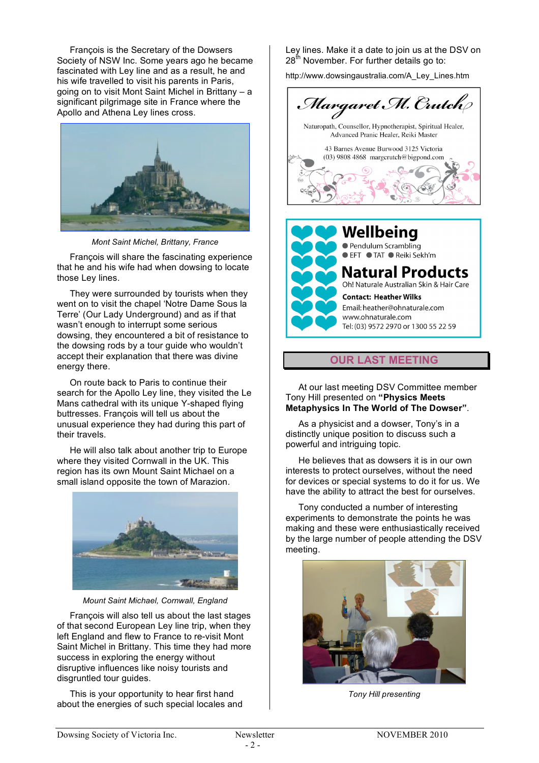François is the Secretary of the Dowsers Society of NSW Inc. Some years ago he became fascinated with Ley line and as a result, he and his wife travelled to visit his parents in Paris, going on to visit Mont Saint Michel in Brittany – a significant pilgrimage site in France where the Apollo and Athena Ley lines cross.

*Mont Saint Michel, Brittany, France*

François will share the fascinating experience that he and his wife had when dowsing to locate those Ley lines.

They were surrounded by tourists when they went on to visit the chapel 'Notre Dame Sous la Terre' (Our Lady Underground) and as if that wasn't enough to interrupt some serious dowsing, they encountered a bit of resistance to the dowsing rods by a tour guide who wouldn't accept their explanation that there was divine energy there.

On route back to Paris to continue their search for the Apollo Ley line, they visited the Le Mans cathedral with its unique Y-shaped flying buttresses. François will tell us about the unusual experience they had during this part of their travels.

He will also talk about another trip to Europe where they visited Cornwall in the UK. This region has its own Mount Saint Michael on a small island opposite the town of Marazion.

*Mount Saint Michael, Cornwall, England*

François will also tell us about the last stages of that second European Ley line trip, when they left England and flew to France to re-visit Mont Saint Michel in Brittany. This time they had more success in exploring the energy without disruptive influences like noisy tourists and disgruntled tour guides.

This is your opportunity to hear first hand about the energies of such special locales and Ley lines. Make it a date to join us at the DSV on 28th November. For further details go to:

http://www.dowsingaustralia.com/A_Ley_Lines.htm

**Margaret M. Crutch**

Naturopath, Counsellor, Hypnotherapist, Spiritual Healer, Advanced Pranic Healer, Reiki Master

43 Barnes Avenue Burwood 3125 Victoria
(03) 9808 4868 margcrutch@bigpond.com

**Wellbeing**
● Pendulum Scrambling
● EFT ● TAT ● Reiki Sekh'm

**Natural Products**
Oh! Naturale Australian Skin & Hair Care

**Contact: Heather Wilks**
Email: heather@ohnaturale.com
www.ohnaturale.com
Tel: (03) 9572 2970 or 1300 55 22 59

## OUR LAST MEETING

At our last meeting DSV Committee member Tony Hill presented on **"Physics Meets Metaphysics In The World of The Dowser"**.

As a physicist and a dowser, Tony's in a distinctly unique position to discuss such a powerful and intriguing topic.

He believes that as dowsers it is in our own interests to protect ourselves, without the need for devices or special systems to do it for us. We have the ability to attract the best for ourselves.

Tony conducted a number of interesting experiments to demonstrate the points he was making and these were enthusiastically received by the large number of people attending the DSV meeting.

*Tony Hill presenting*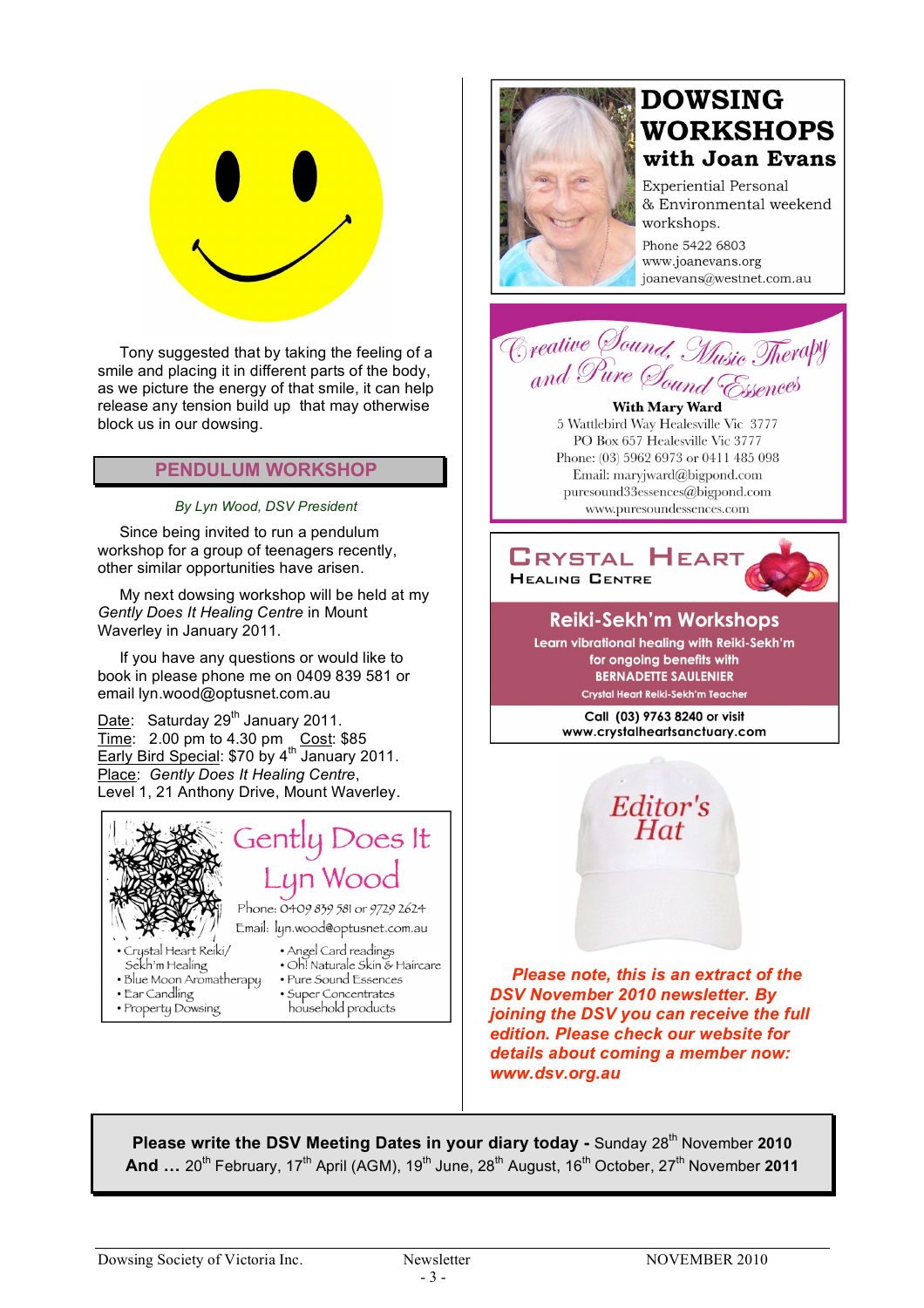Tony suggested that by taking the feeling of a smile and placing it in different parts of the body, as we picture the energy of that smile, it can help release any tension build up that may otherwise block us in our dowsing.

## PENDULUM WORKSHOP

*By Lyn Wood, DSV President*

Since being invited to run a pendulum workshop for a group of teenagers recently, other similar opportunities have arisen.

My next dowsing workshop will be held at my *Gently Does It Healing Centre* in Mount Waverley in January 2011.

If you have any questions or would like to book in please phone me on 0409 839 581 or email lyn.wood@optusnet.com.au

Date: Saturday 29th January 2011.
Time: 2.00 pm to 4.30 pm Cost: $85
Early Bird Special: $70 by 4th January 2011.
Place: *Gently Does It Healing Centre*, Level 1, 21 Anthony Drive, Mount Waverley.

**Gently Does It**
**Lyn Wood**
Phone: 0409 839 581 or 9729 2624
Email: lyn.wood@optusnet.com.au

- Crystal Heart Reiki/ Sekh'm Healing
- Blue Moon Aromatherapy
- Ear Candling
- Property Dowsing
- Angel Card readings
- Oh! Naturale Skin & Haircare
- Pure Sound Essences
- Super Concentrates household products

## DOWSING WORKSHOPS with Joan Evans

Experiential Personal & Environmental weekend workshops.
Phone 5422 6803
www.joanevans.org
joanevans@westnet.com.au

## Creative Sound, Music Therapy and Pure Sound Essences

**With Mary Ward**
5 Wattlebird Way Healesville Vic 3777
PO Box 657 Healesville Vic 3777
Phone: (03) 5962 6973 or 0411 485 098
Email: maryjward@bigpond.com
puresound33essences@bigpond.com
www.puresoundessences.com

## CRYSTAL HEART HEALING CENTRE

**Reiki-Sekh'm Workshops**
**Learn vibrational healing with Reiki-Sekh'm for ongoing benefits with BERNADETTE SAULENIER**
Crystal Heart Reiki-Sekh'm Teacher
**Call (03) 9763 8240 or visit www.crystalheartsanctuary.com**

Editor's Hat

***Please note, this is an extract of the DSV November 2010 newsletter. By joining the DSV you can receive the full edition. Please check our website for details about coming a member now: www.dsv.org.au***

**Please write the DSV Meeting Dates in your diary today -** Sunday 28th November **2010**
**And …** 20th February, 17th April (AGM), 19th June, 28th August, 16th October, 27th November **2011**